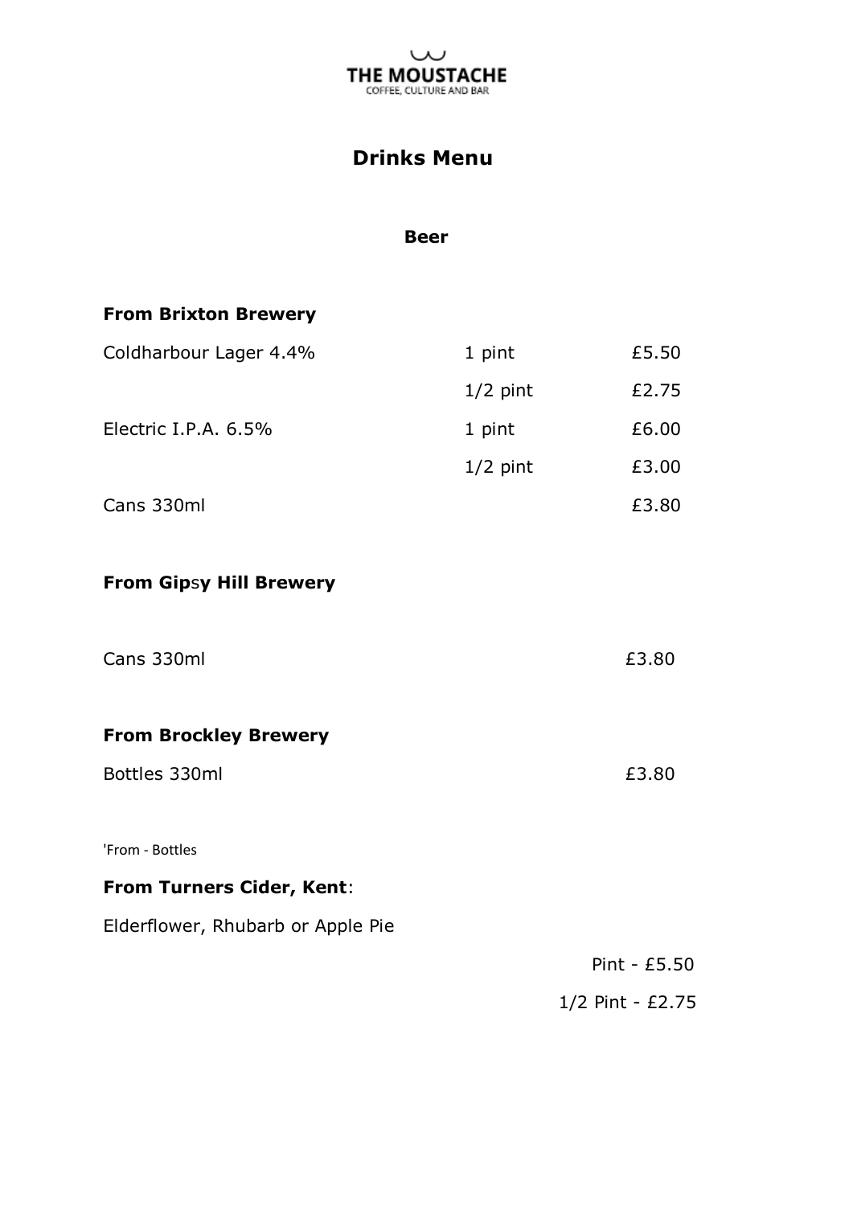# THE MOUSTACHE

COFFEE, CULTURE AND BAR

## Drinks Menu

### Beer

**From Brixton Brewery**

| | | |
|---|---|---|
| Coldharbour Lager 4.4% | 1 pint | £5.50 |
| | 1/2 pint | £2.75 |
| Electric I.P.A. 6.5% | 1 pint | £6.00 |
| | 1/2 pint | £3.00 |
| Cans 330ml | | £3.80 |

**From Gipsy Hill Brewery**

Cans 330ml — £3.80

**From Brockley Brewery**

Bottles 330ml — £3.80

'From - Bottles

**From Turners Cider, Kent**:

Elderflower, Rhubarb or Apple Pie

Pint - £5.50

1/2 Pint - £2.75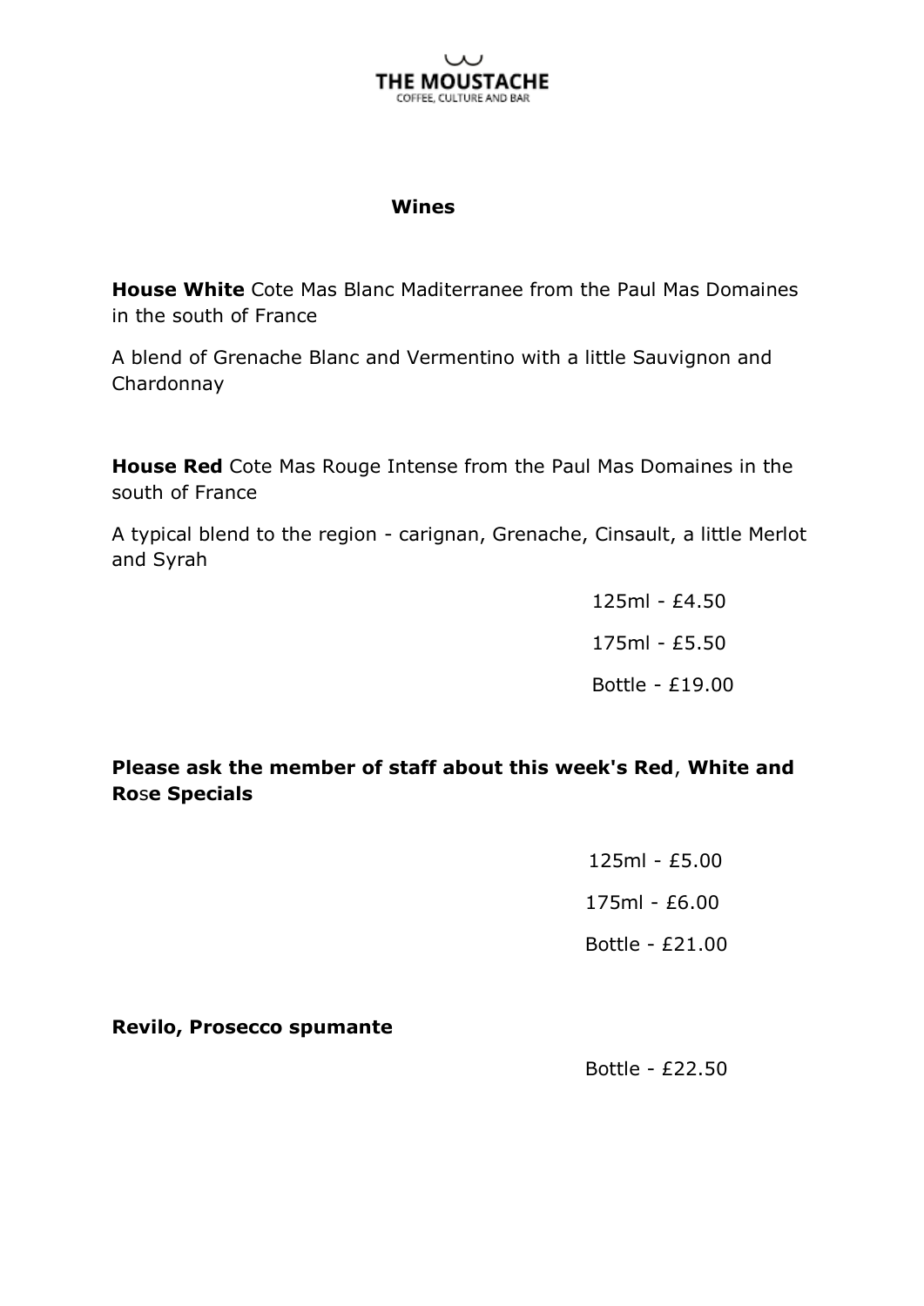THE MOUSTACHE
COFFEE, CULTURE AND BAR

## Wines

**House White** Cote Mas Blanc Maditerranee from the Paul Mas Domaines in the south of France

A blend of Grenache Blanc and Vermentino with a little Sauvignon and Chardonnay

**House Red** Cote Mas Rouge Intense from the Paul Mas Domaines in the south of France

A typical blend to the region - carignan, Grenache, Cinsault, a little Merlot and Syrah

125ml - £4.50

175ml - £5.50

Bottle - £19.00

**Please ask the member of staff about this week's Red**, **White and Rose Specials**

125ml - £5.00

175ml - £6.00

Bottle - £21.00

**Revilo, Prosecco spumante**

Bottle - £22.50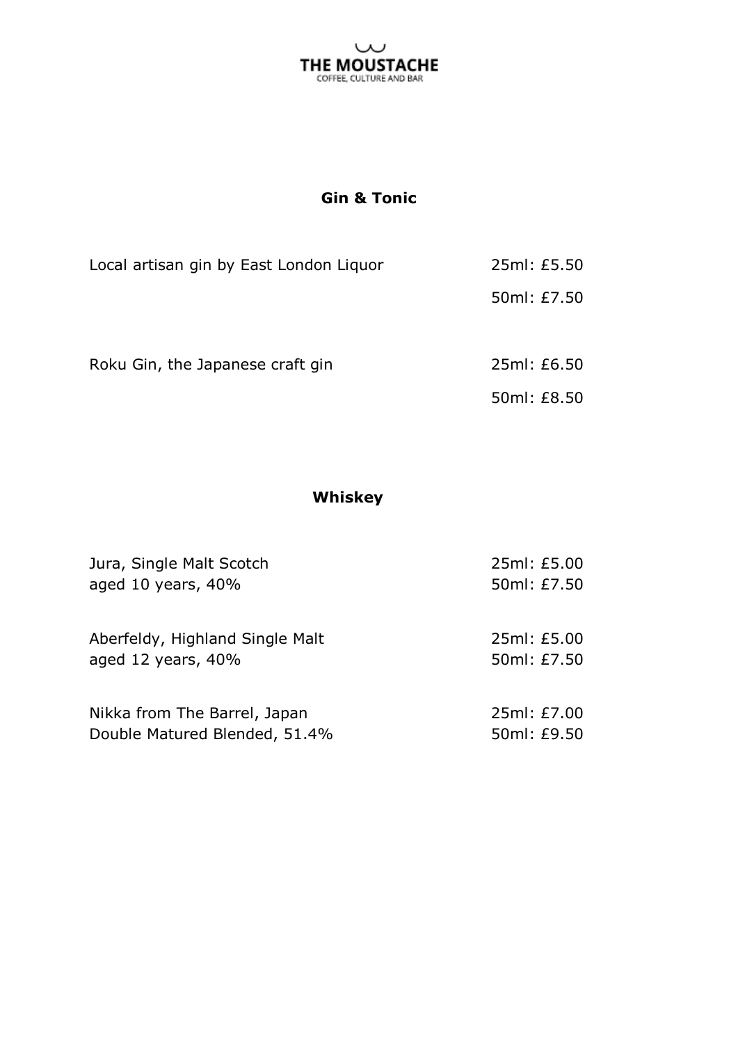# THE MOUSTACHE

COFFEE, CULTURE AND BAR

## Gin & Tonic

| | |
|---|---|
| Local artisan gin by East London Liquor | 25ml: £5.50 |
| | 50ml: £7.50 |
| Roku Gin, the Japanese craft gin | 25ml: £6.50 |
| | 50ml: £8.50 |

## Whiskey

| | |
|---|---|
| Jura, Single Malt Scotch | 25ml: £5.00 |
| aged 10 years, 40% | 50ml: £7.50 |
| Aberfeldy, Highland Single Malt | 25ml: £5.00 |
| aged 12 years, 40% | 50ml: £7.50 |
| Nikka from The Barrel, Japan | 25ml: £7.00 |
| Double Matured Blended, 51.4% | 50ml: £9.50 |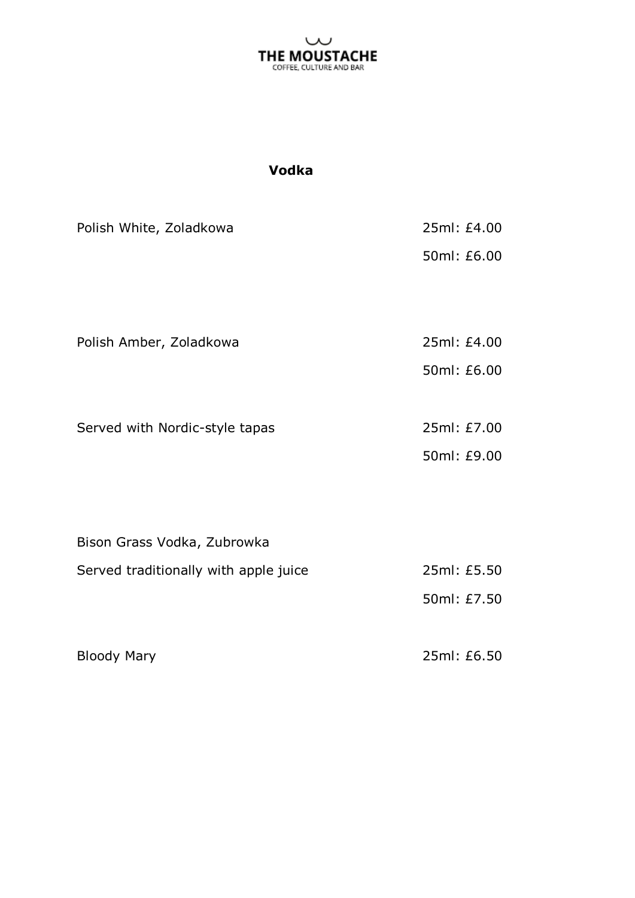THE MOUSTACHE
COFFEE, CULTURE AND BAR

## Vodka

| | |
|---|---|
| Polish White, Zoladkowa | 25ml: £4.00 |
| | 50ml: £6.00 |
| Polish Amber, Zoladkowa | 25ml: £4.00 |
| | 50ml: £6.00 |
| Served with Nordic-style tapas | 25ml: £7.00 |
| | 50ml: £9.00 |
| Bison Grass Vodka, Zubrowka | |
| Served traditionally with apple juice | 25ml: £5.50 |
| | 50ml: £7.50 |
| Bloody Mary | 25ml: £6.50 |